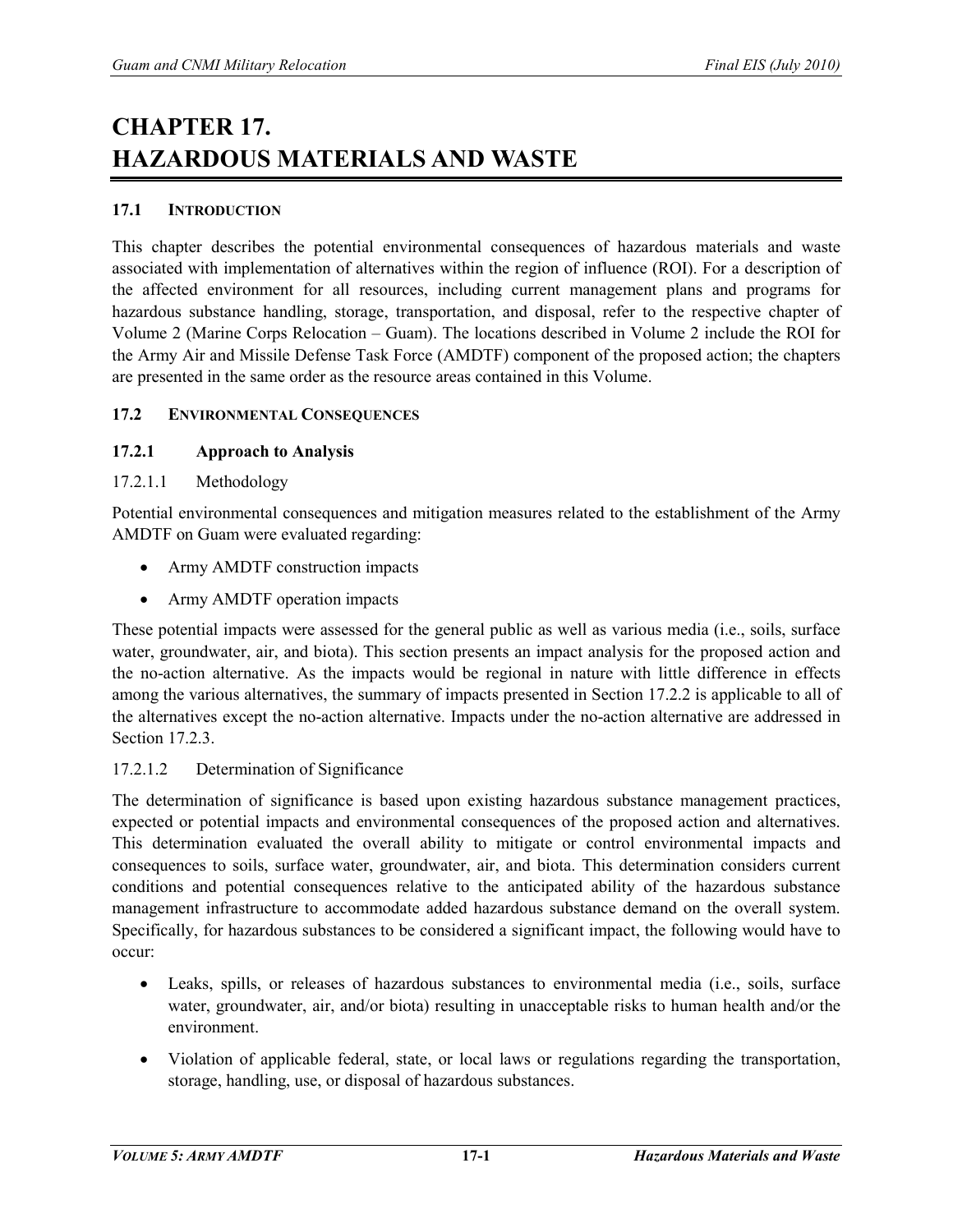# CHAPTER 17. HAZARDOUS MATERIALS AND WASTE

## 17.1 INTRODUCTION

This chapter describes the potential environmental consequences of hazardous materials and waste associated with implementation of alternatives within the region of influence (ROI). For a description of the affected environment for all resources, including current management plans and programs for hazardous substance handling, storage, transportation, and disposal, refer to the respective chapter of Volume 2 (Marine Corps Relocation – Guam). The locations described in Volume 2 include the ROI for the Army Air and Missile Defense Task Force (AMDTF) component of the proposed action; the chapters are presented in the same order as the resource areas contained in this Volume.

## 17.2 ENVIRONMENTAL CONSEQUENCES

### 17.2.1 Approach to Analysis

#### 17.2.1.1 Methodology

Potential environmental consequences and mitigation measures related to the establishment of the Army AMDTF on Guam were evaluated regarding:

- Army AMDTF construction impacts
- Army AMDTF operation impacts

These potential impacts were assessed for the general public as well as various media (i.e., soils, surface water, groundwater, air, and biota). This section presents an impact analysis for the proposed action and the no-action alternative. As the impacts would be regional in nature with little difference in effects among the various alternatives, the summary of impacts presented in Section 17.2.2 is applicable to all of the alternatives except the no-action alternative. Impacts under the no-action alternative are addressed in Section 17.2.3.

#### 17.2.1.2 Determination of Significance

The determination of significance is based upon existing hazardous substance management practices, expected or potential impacts and environmental consequences of the proposed action and alternatives. This determination evaluated the overall ability to mitigate or control environmental impacts and consequences to soils, surface water, groundwater, air, and biota. This determination considers current conditions and potential consequences relative to the anticipated ability of the hazardous substance management infrastructure to accommodate added hazardous substance demand on the overall system. Specifically, for hazardous substances to be considered a significant impact, the following would have to occur:

- Leaks, spills, or releases of hazardous substances to environmental media (i.e., soils, surface water, groundwater, air, and/or biota) resulting in unacceptable risks to human health and/or the environment.
- Violation of applicable federal, state, or local laws or regulations regarding the transportation, storage, handling, use, or disposal of hazardous substances.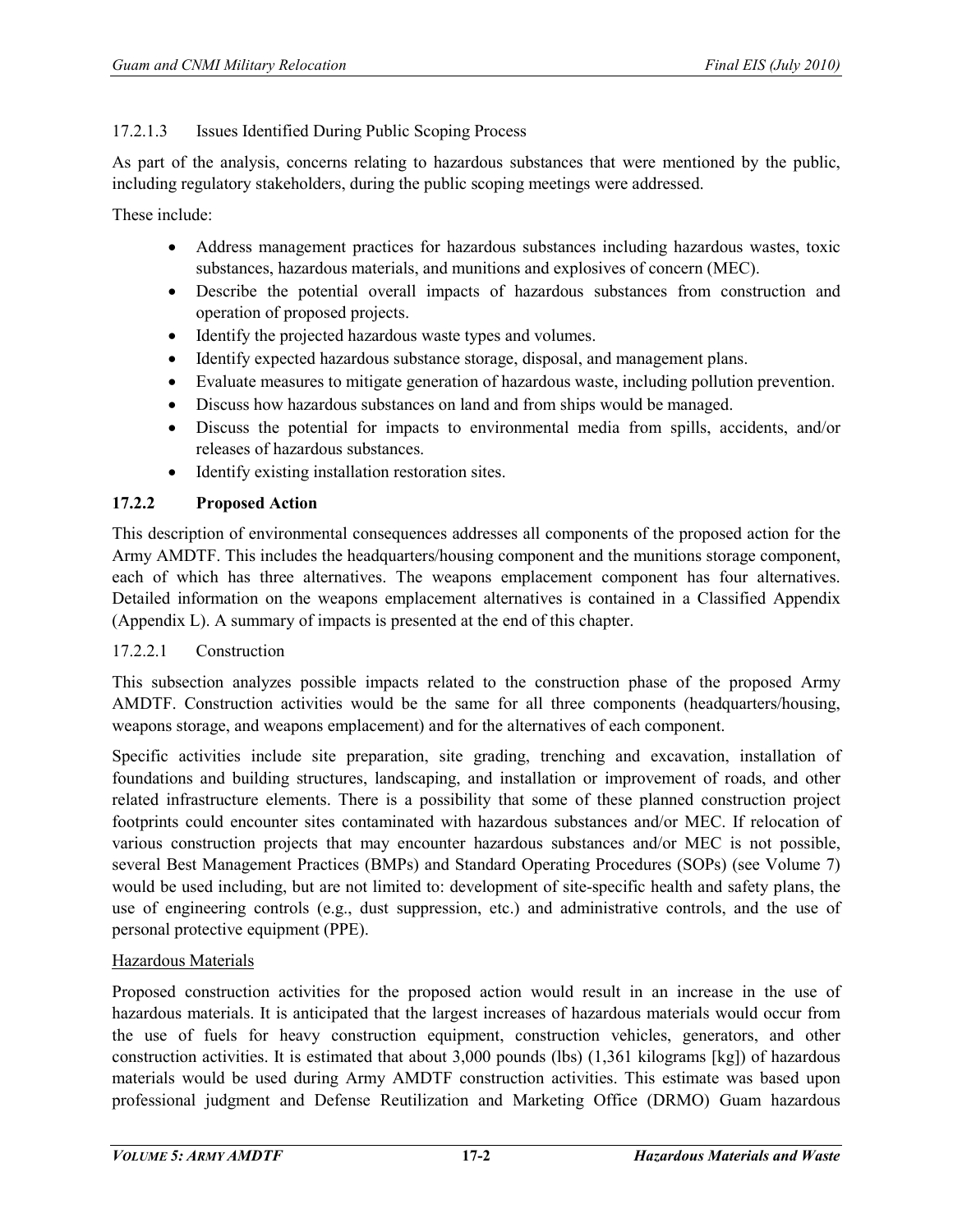17.2.1.3 Issues Identified During Public Scoping Process

As part of the analysis, concerns relating to hazardous substances that were mentioned by the public, including regulatory stakeholders, during the public scoping meetings were addressed.

These include:

- Address management practices for hazardous substances including hazardous wastes, toxic substances, hazardous materials, and munitions and explosives of concern (MEC).
- Describe the potential overall impacts of hazardous substances from construction and operation of proposed projects.
- Identify the projected hazardous waste types and volumes.
- Identify expected hazardous substance storage, disposal, and management plans.
- Evaluate measures to mitigate generation of hazardous waste, including pollution prevention.
- Discuss how hazardous substances on land and from ships would be managed.
- Discuss the potential for impacts to environmental media from spills, accidents, and/or releases of hazardous substances.
- Identify existing installation restoration sites.

### 17.2.2 Proposed Action

This description of environmental consequences addresses all components of the proposed action for the Army AMDTF. This includes the headquarters/housing component and the munitions storage component, each of which has three alternatives. The weapons emplacement component has four alternatives. Detailed information on the weapons emplacement alternatives is contained in a Classified Appendix (Appendix L). A summary of impacts is presented at the end of this chapter.

17.2.2.1 Construction

This subsection analyzes possible impacts related to the construction phase of the proposed Army AMDTF. Construction activities would be the same for all three components (headquarters/housing, weapons storage, and weapons emplacement) and for the alternatives of each component.

Specific activities include site preparation, site grading, trenching and excavation, installation of foundations and building structures, landscaping, and installation or improvement of roads, and other related infrastructure elements. There is a possibility that some of these planned construction project footprints could encounter sites contaminated with hazardous substances and/or MEC. If relocation of various construction projects that may encounter hazardous substances and/or MEC is not possible, several Best Management Practices (BMPs) and Standard Operating Procedures (SOPs) (see Volume 7) would be used including, but are not limited to: development of site-specific health and safety plans, the use of engineering controls (e.g., dust suppression, etc.) and administrative controls, and the use of personal protective equipment (PPE).

Hazardous Materials

Proposed construction activities for the proposed action would result in an increase in the use of hazardous materials. It is anticipated that the largest increases of hazardous materials would occur from the use of fuels for heavy construction equipment, construction vehicles, generators, and other construction activities. It is estimated that about 3,000 pounds (lbs) (1,361 kilograms [kg]) of hazardous materials would be used during Army AMDTF construction activities. This estimate was based upon professional judgment and Defense Reutilization and Marketing Office (DRMO) Guam hazardous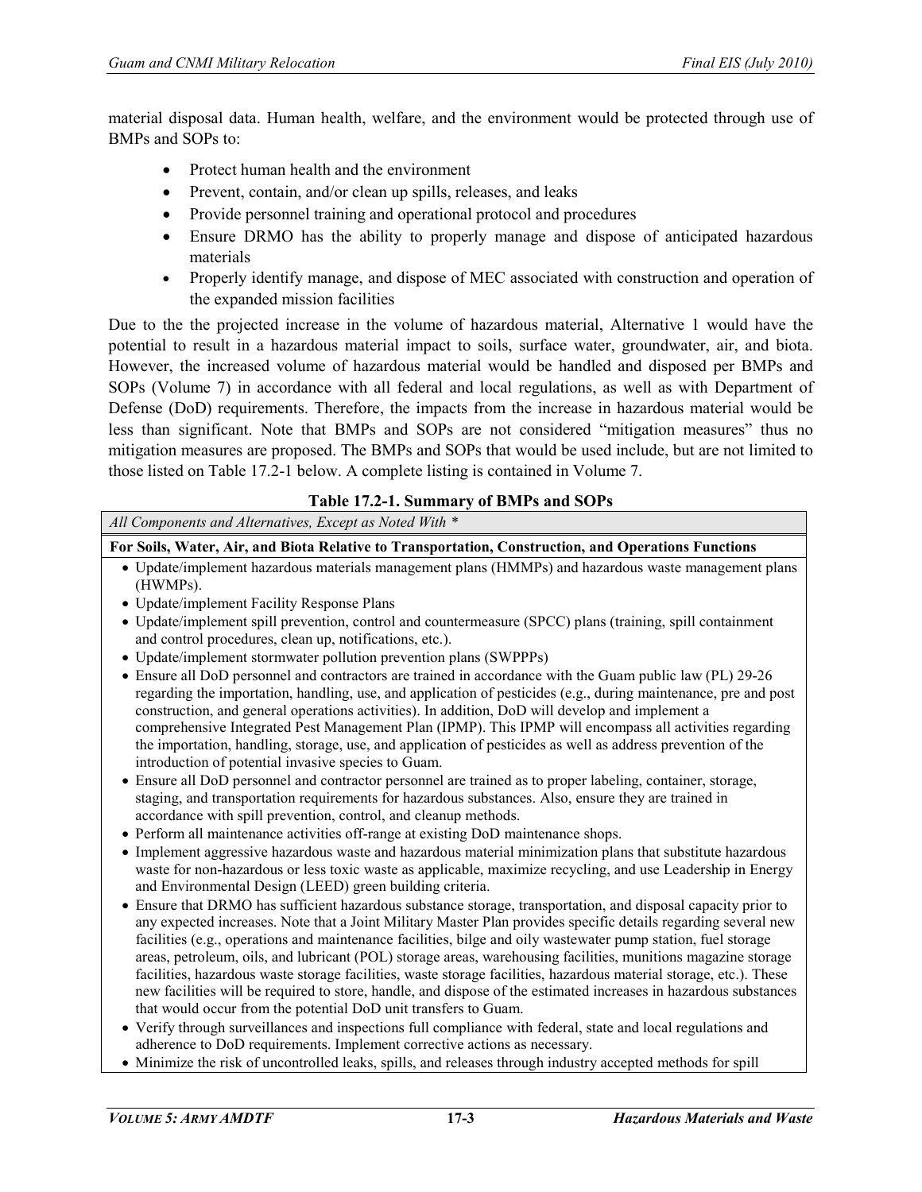material disposal data. Human health, welfare, and the environment would be protected through use of BMPs and SOPs to:

- Protect human health and the environment
- Prevent, contain, and/or clean up spills, releases, and leaks
- Provide personnel training and operational protocol and procedures
- Ensure DRMO has the ability to properly manage and dispose of anticipated hazardous materials
- Properly identify manage, and dispose of MEC associated with construction and operation of the expanded mission facilities

Due to the the projected increase in the volume of hazardous material, Alternative 1 would have the potential to result in a hazardous material impact to soils, surface water, groundwater, air, and biota. However, the increased volume of hazardous material would be handled and disposed per BMPs and SOPs (Volume 7) in accordance with all federal and local regulations, as well as with Department of Defense (DoD) requirements. Therefore, the impacts from the increase in hazardous material would be less than significant. Note that BMPs and SOPs are not considered "mitigation measures" thus no mitigation measures are proposed. The BMPs and SOPs that would be used include, but are not limited to those listed on Table 17.2-1 below. A complete listing is contained in Volume 7.

**Table 17.2-1. Summary of BMPs and SOPs**

| *All Components and Alternatives, Except as Noted With \** |
|---|
| **For Soils, Water, Air, and Biota Relative to Transportation, Construction, and Operations Functions** |
| • Update/implement hazardous materials management plans (HMMPs) and hazardous waste management plans (HWMPs).<br>• Update/implement Facility Response Plans<br>• Update/implement spill prevention, control and countermeasure (SPCC) plans (training, spill containment and control procedures, clean up, notifications, etc.).<br>• Update/implement stormwater pollution prevention plans (SWPPPs)<br>• Ensure all DoD personnel and contractors are trained in accordance with the Guam public law (PL) 29-26 regarding the importation, handling, use, and application of pesticides (e.g., during maintenance, pre and post construction, and general operations activities). In addition, DoD will develop and implement a comprehensive Integrated Pest Management Plan (IPMP). This IPMP will encompass all activities regarding the importation, handling, storage, use, and application of pesticides as well as address prevention of the introduction of potential invasive species to Guam.<br>• Ensure all DoD personnel and contractor personnel are trained as to proper labeling, container, storage, staging, and transportation requirements for hazardous substances. Also, ensure they are trained in accordance with spill prevention, control, and cleanup methods.<br>• Perform all maintenance activities off-range at existing DoD maintenance shops.<br>• Implement aggressive hazardous waste and hazardous material minimization plans that substitute hazardous waste for non-hazardous or less toxic waste as applicable, maximize recycling, and use Leadership in Energy and Environmental Design (LEED) green building criteria.<br>• Ensure that DRMO has sufficient hazardous substance storage, transportation, and disposal capacity prior to any expected increases. Note that a Joint Military Master Plan provides specific details regarding several new facilities (e.g., operations and maintenance facilities, bilge and oily wastewater pump station, fuel storage areas, petroleum, oils, and lubricant (POL) storage areas, warehousing facilities, munitions magazine storage facilities, hazardous waste storage facilities, waste storage facilities, hazardous material storage, etc.). These new facilities will be required to store, handle, and dispose of the estimated increases in hazardous substances that would occur from the potential DoD unit transfers to Guam.<br>• Verify through surveillances and inspections full compliance with federal, state and local regulations and adherence to DoD requirements. Implement corrective actions as necessary.<br>• Minimize the risk of uncontrolled leaks, spills, and releases through industry accepted methods for spill |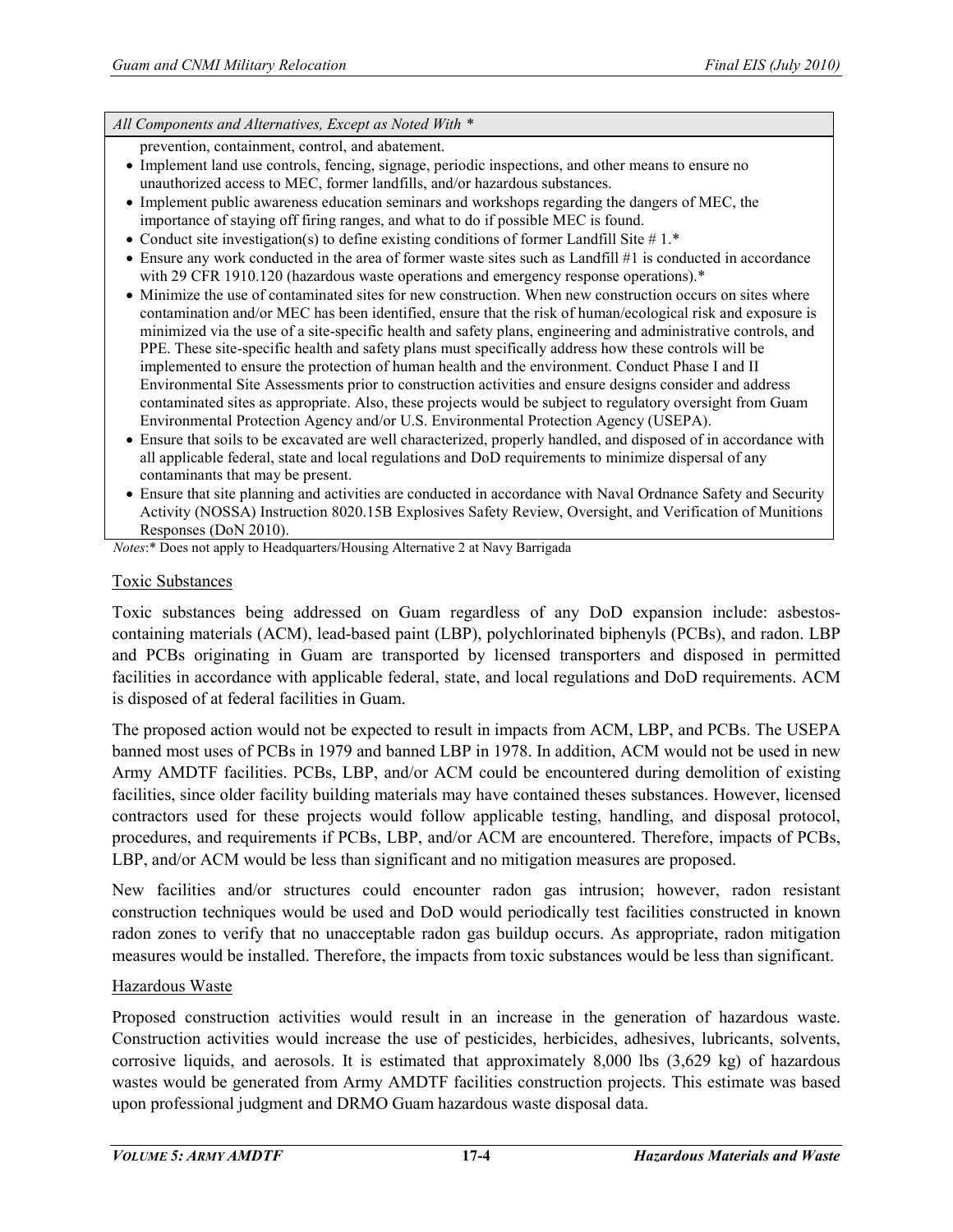| All Components and Alternatives, Except as Noted With * |
|---|
| prevention, containment, control, and abatement.<br>• Implement land use controls, fencing, signage, periodic inspections, and other means to ensure no unauthorized access to MEC, former landfills, and/or hazardous substances.<br>• Implement public awareness education seminars and workshops regarding the dangers of MEC, the importance of staying off firing ranges, and what to do if possible MEC is found.<br>• Conduct site investigation(s) to define existing conditions of former Landfill Site # 1.*<br>• Ensure any work conducted in the area of former waste sites such as Landfill #1 is conducted in accordance with 29 CFR 1910.120 (hazardous waste operations and emergency response operations).*<br>• Minimize the use of contaminated sites for new construction. When new construction occurs on sites where contamination and/or MEC has been identified, ensure that the risk of human/ecological risk and exposure is minimized via the use of a site-specific health and safety plans, engineering and administrative controls, and PPE. These site-specific health and safety plans must specifically address how these controls will be implemented to ensure the protection of human health and the environment. Conduct Phase I and II Environmental Site Assessments prior to construction activities and ensure designs consider and address contaminated sites as appropriate. Also, these projects would be subject to regulatory oversight from Guam Environmental Protection Agency and/or U.S. Environmental Protection Agency (USEPA).<br>• Ensure that soils to be excavated are well characterized, properly handled, and disposed of in accordance with all applicable federal, state and local regulations and DoD requirements to minimize dispersal of any contaminants that may be present.<br>• Ensure that site planning and activities are conducted in accordance with Naval Ordnance Safety and Security Activity (NOSSA) Instruction 8020.15B Explosives Safety Review, Oversight, and Verification of Munitions Responses (DoN 2010). |

*Notes*:* Does not apply to Headquarters/Housing Alternative 2 at Navy Barrigada

## Toxic Substances

Toxic substances being addressed on Guam regardless of any DoD expansion include: asbestos-containing materials (ACM), lead-based paint (LBP), polychlorinated biphenyls (PCBs), and radon. LBP and PCBs originating in Guam are transported by licensed transporters and disposed in permitted facilities in accordance with applicable federal, state, and local regulations and DoD requirements. ACM is disposed of at federal facilities in Guam.

The proposed action would not be expected to result in impacts from ACM, LBP, and PCBs. The USEPA banned most uses of PCBs in 1979 and banned LBP in 1978. In addition, ACM would not be used in new Army AMDTF facilities. PCBs, LBP, and/or ACM could be encountered during demolition of existing facilities, since older facility building materials may have contained theses substances. However, licensed contractors used for these projects would follow applicable testing, handling, and disposal protocol, procedures, and requirements if PCBs, LBP, and/or ACM are encountered. Therefore, impacts of PCBs, LBP, and/or ACM would be less than significant and no mitigation measures are proposed.

New facilities and/or structures could encounter radon gas intrusion; however, radon resistant construction techniques would be used and DoD would periodically test facilities constructed in known radon zones to verify that no unacceptable radon gas buildup occurs. As appropriate, radon mitigation measures would be installed. Therefore, the impacts from toxic substances would be less than significant.

## Hazardous Waste

Proposed construction activities would result in an increase in the generation of hazardous waste. Construction activities would increase the use of pesticides, herbicides, adhesives, lubricants, solvents, corrosive liquids, and aerosols. It is estimated that approximately 8,000 lbs (3,629 kg) of hazardous wastes would be generated from Army AMDTF facilities construction projects. This estimate was based upon professional judgment and DRMO Guam hazardous waste disposal data.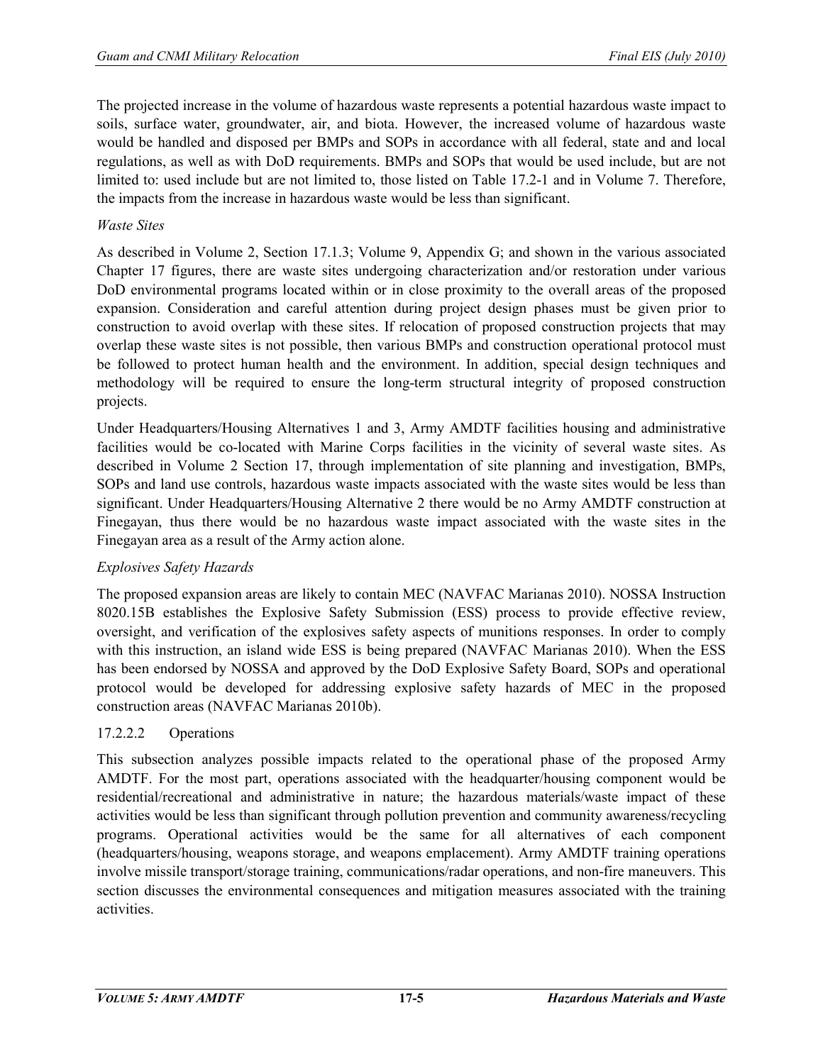The projected increase in the volume of hazardous waste represents a potential hazardous waste impact to soils, surface water, groundwater, air, and biota. However, the increased volume of hazardous waste would be handled and disposed per BMPs and SOPs in accordance with all federal, state and and local regulations, as well as with DoD requirements. BMPs and SOPs that would be used include, but are not limited to: used include but are not limited to, those listed on Table 17.2-1 and in Volume 7. Therefore, the impacts from the increase in hazardous waste would be less than significant.

*Waste Sites*

As described in Volume 2, Section 17.1.3; Volume 9, Appendix G; and shown in the various associated Chapter 17 figures, there are waste sites undergoing characterization and/or restoration under various DoD environmental programs located within or in close proximity to the overall areas of the proposed expansion. Consideration and careful attention during project design phases must be given prior to construction to avoid overlap with these sites. If relocation of proposed construction projects that may overlap these waste sites is not possible, then various BMPs and construction operational protocol must be followed to protect human health and the environment. In addition, special design techniques and methodology will be required to ensure the long-term structural integrity of proposed construction projects.

Under Headquarters/Housing Alternatives 1 and 3, Army AMDTF facilities housing and administrative facilities would be co-located with Marine Corps facilities in the vicinity of several waste sites. As described in Volume 2 Section 17, through implementation of site planning and investigation, BMPs, SOPs and land use controls, hazardous waste impacts associated with the waste sites would be less than significant. Under Headquarters/Housing Alternative 2 there would be no Army AMDTF construction at Finegayan, thus there would be no hazardous waste impact associated with the waste sites in the Finegayan area as a result of the Army action alone.

*Explosives Safety Hazards*

The proposed expansion areas are likely to contain MEC (NAVFAC Marianas 2010). NOSSA Instruction 8020.15B establishes the Explosive Safety Submission (ESS) process to provide effective review, oversight, and verification of the explosives safety aspects of munitions responses. In order to comply with this instruction, an island wide ESS is being prepared (NAVFAC Marianas 2010). When the ESS has been endorsed by NOSSA and approved by the DoD Explosive Safety Board, SOPs and operational protocol would be developed for addressing explosive safety hazards of MEC in the proposed construction areas (NAVFAC Marianas 2010b).

#### 17.2.2.2 Operations

This subsection analyzes possible impacts related to the operational phase of the proposed Army AMDTF. For the most part, operations associated with the headquarter/housing component would be residential/recreational and administrative in nature; the hazardous materials/waste impact of these activities would be less than significant through pollution prevention and community awareness/recycling programs. Operational activities would be the same for all alternatives of each component (headquarters/housing, weapons storage, and weapons emplacement). Army AMDTF training operations involve missile transport/storage training, communications/radar operations, and non-fire maneuvers. This section discusses the environmental consequences and mitigation measures associated with the training activities.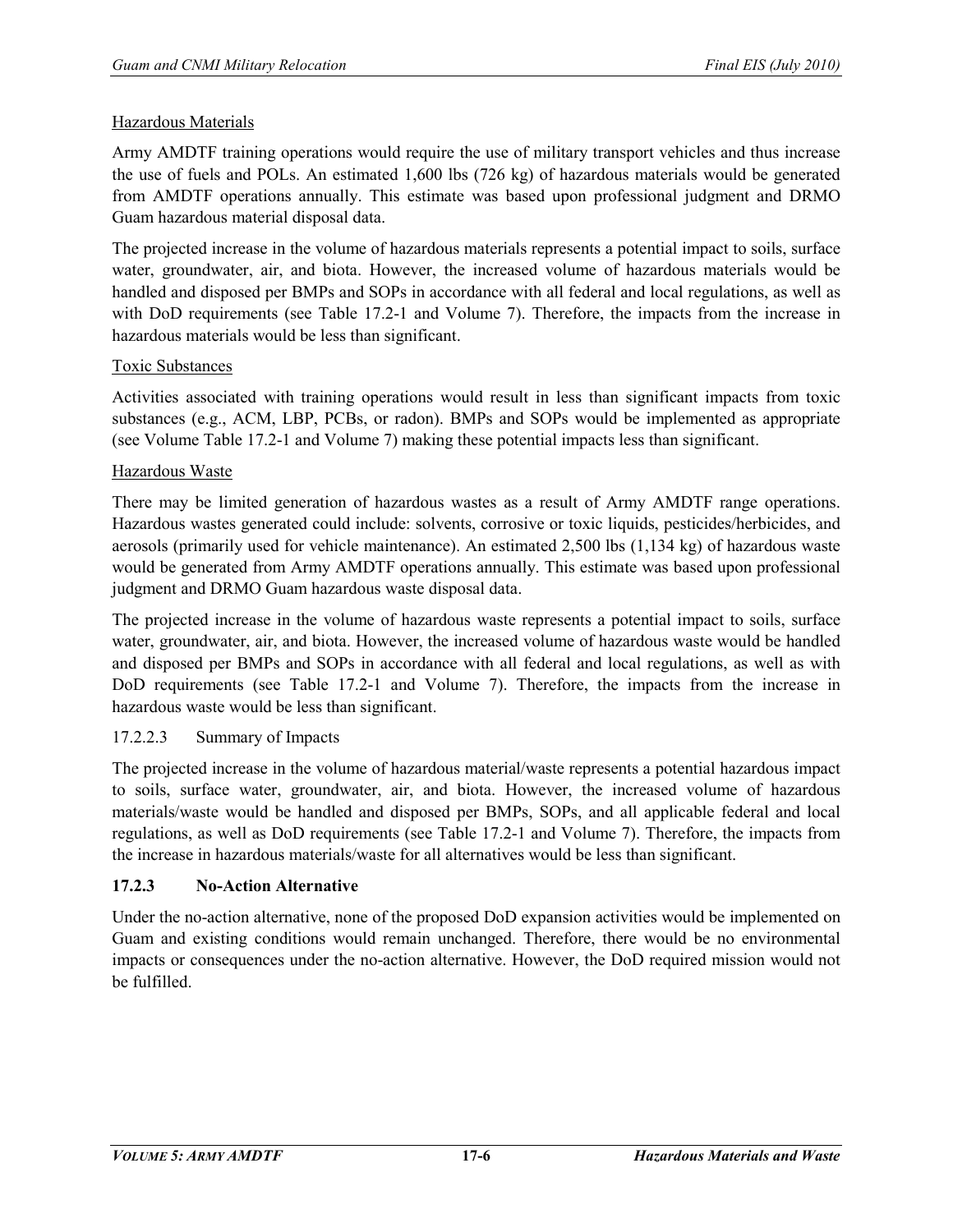Hazardous Materials

Army AMDTF training operations would require the use of military transport vehicles and thus increase the use of fuels and POLs. An estimated 1,600 lbs (726 kg) of hazardous materials would be generated from AMDTF operations annually. This estimate was based upon professional judgment and DRMO Guam hazardous material disposal data.

The projected increase in the volume of hazardous materials represents a potential impact to soils, surface water, groundwater, air, and biota. However, the increased volume of hazardous materials would be handled and disposed per BMPs and SOPs in accordance with all federal and local regulations, as well as with DoD requirements (see Table 17.2-1 and Volume 7). Therefore, the impacts from the increase in hazardous materials would be less than significant.

Toxic Substances

Activities associated with training operations would result in less than significant impacts from toxic substances (e.g., ACM, LBP, PCBs, or radon). BMPs and SOPs would be implemented as appropriate (see Volume Table 17.2-1 and Volume 7) making these potential impacts less than significant.

Hazardous Waste

There may be limited generation of hazardous wastes as a result of Army AMDTF range operations. Hazardous wastes generated could include: solvents, corrosive or toxic liquids, pesticides/herbicides, and aerosols (primarily used for vehicle maintenance). An estimated 2,500 lbs (1,134 kg) of hazardous waste would be generated from Army AMDTF operations annually. This estimate was based upon professional judgment and DRMO Guam hazardous waste disposal data.

The projected increase in the volume of hazardous waste represents a potential impact to soils, surface water, groundwater, air, and biota. However, the increased volume of hazardous waste would be handled and disposed per BMPs and SOPs in accordance with all federal and local regulations, as well as with DoD requirements (see Table 17.2-1 and Volume 7). Therefore, the impacts from the increase in hazardous waste would be less than significant.

#### 17.2.2.3 Summary of Impacts

The projected increase in the volume of hazardous material/waste represents a potential hazardous impact to soils, surface water, groundwater, air, and biota. However, the increased volume of hazardous materials/waste would be handled and disposed per BMPs, SOPs, and all applicable federal and local regulations, as well as DoD requirements (see Table 17.2-1 and Volume 7). Therefore, the impacts from the increase in hazardous materials/waste for all alternatives would be less than significant.

### 17.2.3 No-Action Alternative

Under the no-action alternative, none of the proposed DoD expansion activities would be implemented on Guam and existing conditions would remain unchanged. Therefore, there would be no environmental impacts or consequences under the no-action alternative. However, the DoD required mission would not be fulfilled.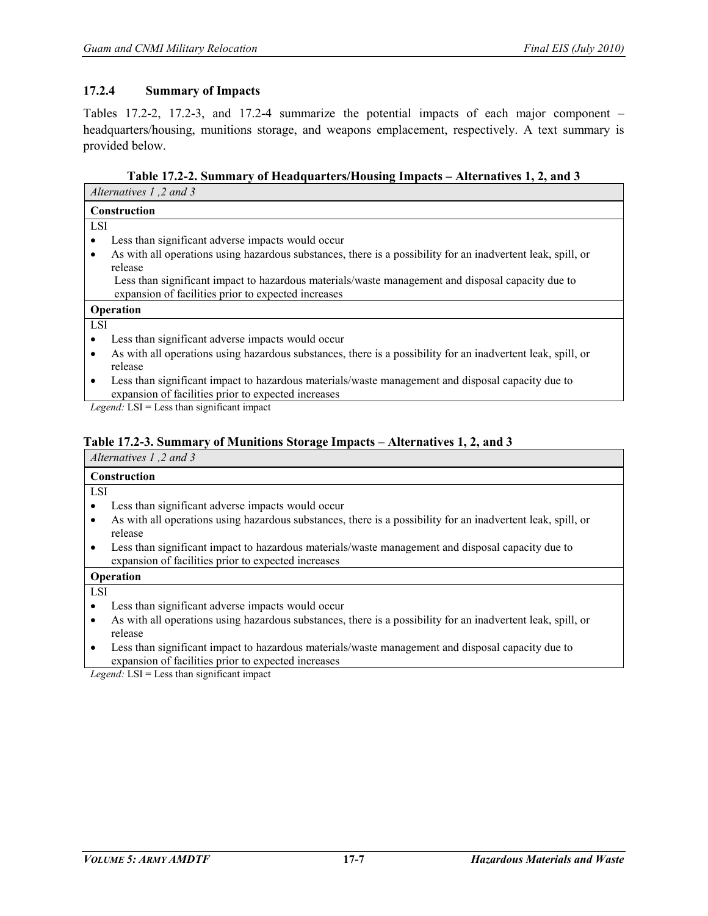### 17.2.4 Summary of Impacts

Tables 17.2-2, 17.2-3, and 17.2-4 summarize the potential impacts of each major component – headquarters/housing, munitions storage, and weapons emplacement, respectively. A text summary is provided below.

**Table 17.2-2. Summary of Headquarters/Housing Impacts – Alternatives 1, 2, and 3**

| *Alternatives 1 ,2 and 3* |
|---|
| **Construction** |
| LSI<br>• Less than significant adverse impacts would occur<br>• As with all operations using hazardous substances, there is a possibility for an inadvertent leak, spill, or release<br>Less than significant impact to hazardous materials/waste management and disposal capacity due to expansion of facilities prior to expected increases |
| **Operation** |
| LSI<br>• Less than significant adverse impacts would occur<br>• As with all operations using hazardous substances, there is a possibility for an inadvertent leak, spill, or release<br>• Less than significant impact to hazardous materials/waste management and disposal capacity due to expansion of facilities prior to expected increases |

*Legend:* LSI = Less than significant impact

**Table 17.2-3. Summary of Munitions Storage Impacts – Alternatives 1, 2, and 3**

| *Alternatives 1 ,2 and 3* |
|---|
| **Construction** |
| LSI<br>• Less than significant adverse impacts would occur<br>• As with all operations using hazardous substances, there is a possibility for an inadvertent leak, spill, or release<br>• Less than significant impact to hazardous materials/waste management and disposal capacity due to expansion of facilities prior to expected increases |
| **Operation** |
| LSI<br>• Less than significant adverse impacts would occur<br>• As with all operations using hazardous substances, there is a possibility for an inadvertent leak, spill, or release<br>• Less than significant impact to hazardous materials/waste management and disposal capacity due to expansion of facilities prior to expected increases |

*Legend:* LSI = Less than significant impact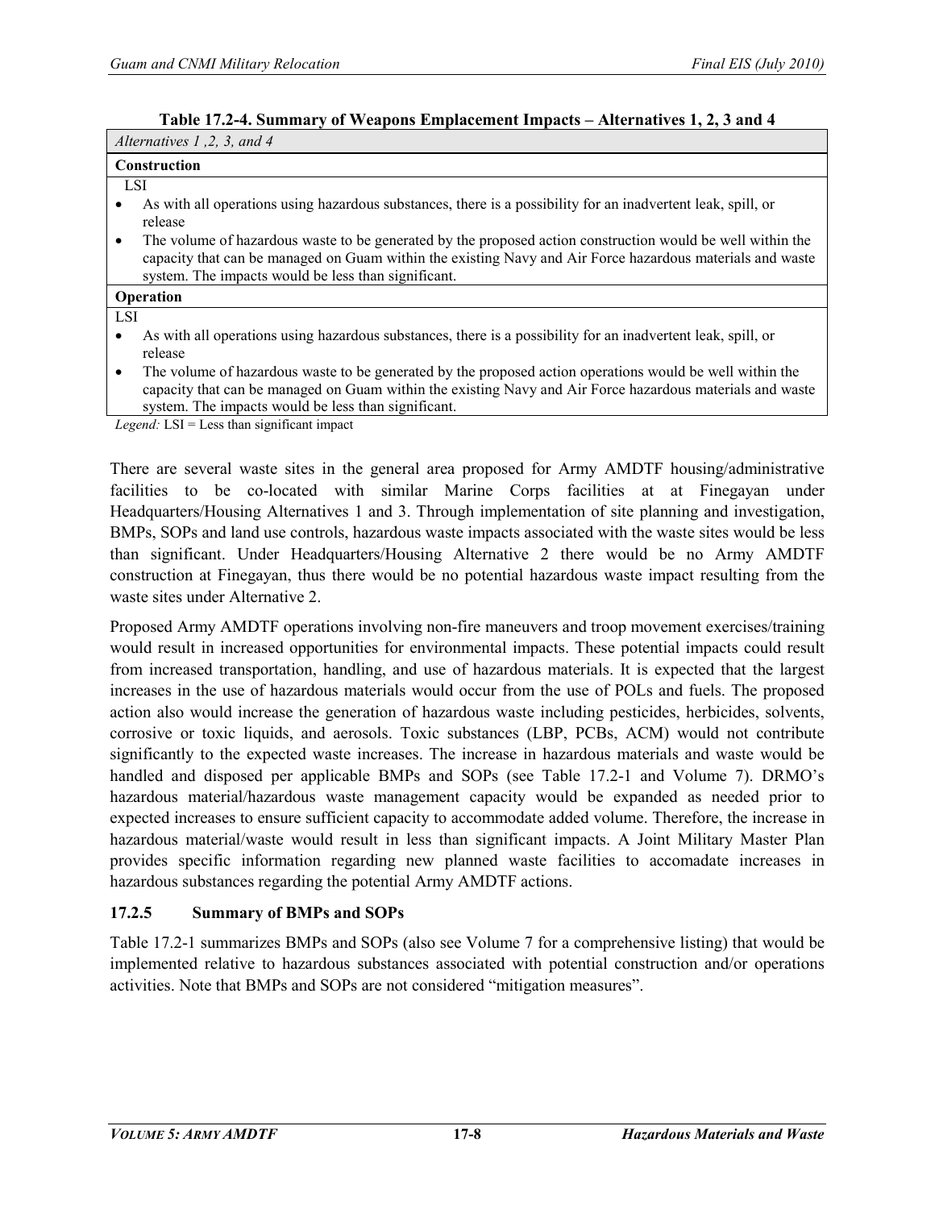**Table 17.2-4. Summary of Weapons Emplacement Impacts – Alternatives 1, 2, 3 and 4**

| *Alternatives 1 ,2, 3, and 4* |
|---|
| **Construction** |
| LSI<br>• As with all operations using hazardous substances, there is a possibility for an inadvertent leak, spill, or release<br>• The volume of hazardous waste to be generated by the proposed action construction would be well within the capacity that can be managed on Guam within the existing Navy and Air Force hazardous materials and waste system. The impacts would be less than significant. |
| **Operation** |
| LSI<br>• As with all operations using hazardous substances, there is a possibility for an inadvertent leak, spill, or release<br>• The volume of hazardous waste to be generated by the proposed action operations would be well within the capacity that can be managed on Guam within the existing Navy and Air Force hazardous materials and waste system. The impacts would be less than significant. |

*Legend:* LSI = Less than significant impact

There are several waste sites in the general area proposed for Army AMDTF housing/administrative facilities to be co-located with similar Marine Corps facilities at at Finegayan under Headquarters/Housing Alternatives 1 and 3. Through implementation of site planning and investigation, BMPs, SOPs and land use controls, hazardous waste impacts associated with the waste sites would be less than significant. Under Headquarters/Housing Alternative 2 there would be no Army AMDTF construction at Finegayan, thus there would be no potential hazardous waste impact resulting from the waste sites under Alternative 2.

Proposed Army AMDTF operations involving non-fire maneuvers and troop movement exercises/training would result in increased opportunities for environmental impacts. These potential impacts could result from increased transportation, handling, and use of hazardous materials. It is expected that the largest increases in the use of hazardous materials would occur from the use of POLs and fuels. The proposed action also would increase the generation of hazardous waste including pesticides, herbicides, solvents, corrosive or toxic liquids, and aerosols. Toxic substances (LBP, PCBs, ACM) would not contribute significantly to the expected waste increases. The increase in hazardous materials and waste would be handled and disposed per applicable BMPs and SOPs (see Table 17.2-1 and Volume 7). DRMO's hazardous material/hazardous waste management capacity would be expanded as needed prior to expected increases to ensure sufficient capacity to accommodate added volume. Therefore, the increase in hazardous material/waste would result in less than significant impacts. A Joint Military Master Plan provides specific information regarding new planned waste facilities to accomadate increases in hazardous substances regarding the potential Army AMDTF actions.

### 17.2.5 Summary of BMPs and SOPs

Table 17.2-1 summarizes BMPs and SOPs (also see Volume 7 for a comprehensive listing) that would be implemented relative to hazardous substances associated with potential construction and/or operations activities. Note that BMPs and SOPs are not considered "mitigation measures".